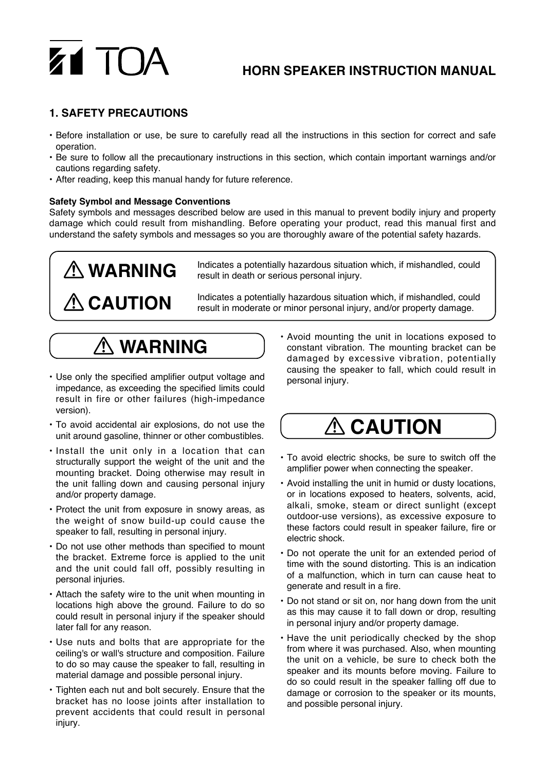TOA

# HORN SPEAKER INSTRUCTION MANUAL

## 1. SAFETY PRECAUTIONS

- Before installation or use, be sure to carefully read all the instructions in this section for correct and safe operation.
- Be sure to follow all the precautionary instructions in this section, which contain important warnings and/or cautions regarding safety.
- After reading, keep this manual handy for future reference.

### Safety Symbol and Message Conventions

Safety symbols and messages described below are used in this manual to prevent bodily injury and property damage which could result from mishandling. Before operating your product, read this manual first and understand the safety symbols and messages so you are thoroughly aware of the potential safety hazards.

| | |
|---|---|
| ⚠ **WARNING** | Indicates a potentially hazardous situation which, if mishandled, could result in death or serious personal injury. |
| ⚠ **CAUTION** | Indicates a potentially hazardous situation which, if mishandled, could result in moderate or minor personal injury, and/or property damage. |

### ⚠ WARNING

- Use only the specified amplifier output voltage and impedance, as exceeding the specified limits could result in fire or other failures (high-impedance version).
- To avoid accidental air explosions, do not use the unit around gasoline, thinner or other combustibles.
- Install the unit only in a location that can structurally support the weight of the unit and the mounting bracket. Doing otherwise may result in the unit falling down and causing personal injury and/or property damage.
- Protect the unit from exposure in snowy areas, as the weight of snow build-up could cause the speaker to fall, resulting in personal injury.
- Do not use other methods than specified to mount the bracket. Extreme force is applied to the unit and the unit could fall off, possibly resulting in personal injuries.
- Attach the safety wire to the unit when mounting in locations high above the ground. Failure to do so could result in personal injury if the speaker should later fall for any reason.
- Use nuts and bolts that are appropriate for the ceiling's or wall's structure and composition. Failure to do so may cause the speaker to fall, resulting in material damage and possible personal injury.
- Tighten each nut and bolt securely. Ensure that the bracket has no loose joints after installation to prevent accidents that could result in personal injury.
- Avoid mounting the unit in locations exposed to constant vibration. The mounting bracket can be damaged by excessive vibration, potentially causing the speaker to fall, which could result in personal injury.

### ⚠ CAUTION

- To avoid electric shocks, be sure to switch off the amplifier power when connecting the speaker.
- Avoid installing the unit in humid or dusty locations, or in locations exposed to heaters, solvents, acid, alkali, smoke, steam or direct sunlight (except outdoor-use versions), as excessive exposure to these factors could result in speaker failure, fire or electric shock.
- Do not operate the unit for an extended period of time with the sound distorting. This is an indication of a malfunction, which in turn can cause heat to generate and result in a fire.
- Do not stand or sit on, nor hang down from the unit as this may cause it to fall down or drop, resulting in personal injury and/or property damage.
- Have the unit periodically checked by the shop from where it was purchased. Also, when mounting the unit on a vehicle, be sure to check both the speaker and its mounts before moving. Failure to do so could result in the speaker falling off due to damage or corrosion to the speaker or its mounts, and possible personal injury.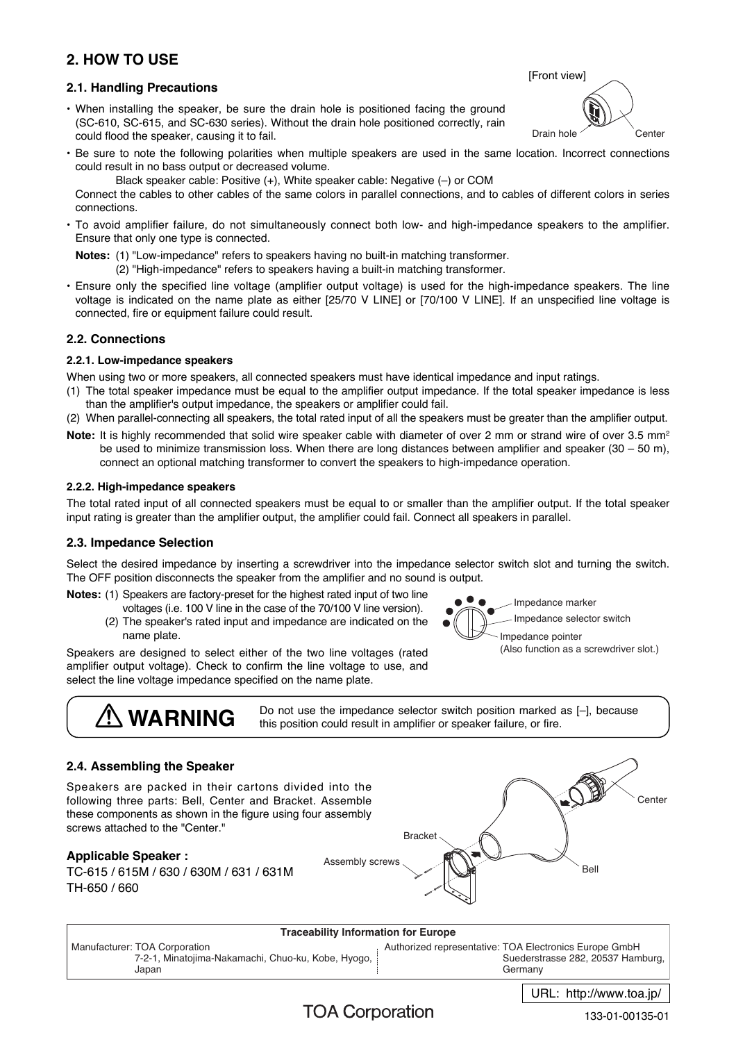## 2. HOW TO USE

### 2.1. Handling Precautions

[Front view]

Drain hole

Center

- When installing the speaker, be sure the drain hole is positioned facing the ground (SC-610, SC-615, and SC-630 series). Without the drain hole positioned correctly, rain could flood the speaker, causing it to fail.
- Be sure to note the following polarities when multiple speakers are used in the same location. Incorrect connections could result in no bass output or decreased volume.

  Black speaker cable: Positive (+), White speaker cable: Negative (–) or COM

  Connect the cables to other cables of the same colors in parallel connections, and to cables of different colors in series connections.
- To avoid amplifier failure, do not simultaneously connect both low- and high-impedance speakers to the amplifier. Ensure that only one type is connected.

  **Notes:** (1) "Low-impedance" refers to speakers having no built-in matching transformer.
  (2) "High-impedance" refers to speakers having a built-in matching transformer.
- Ensure only the specified line voltage (amplifier output voltage) is used for the high-impedance speakers. The line voltage is indicated on the name plate as either [25/70 V LINE] or [70/100 V LINE]. If an unspecified line voltage is connected, fire or equipment failure could result.

### 2.2. Connections

#### 2.2.1. Low-impedance speakers

When using two or more speakers, all connected speakers must have identical impedance and input ratings.

(1) The total speaker impedance must be equal to the amplifier output impedance. If the total speaker impedance is less than the amplifier's output impedance, the speakers or amplifier could fail.

(2) When parallel-connecting all speakers, the total rated input of all the speakers must be greater than the amplifier output.

**Note:** It is highly recommended that solid wire speaker cable with diameter of over 2 mm or strand wire of over 3.5 $mm^2$ be used to minimize transmission loss. When there are long distances between amplifier and speaker (30 – 50 m), connect an optional matching transformer to convert the speakers to high-impedance operation.

#### 2.2.2. High-impedance speakers

The total rated input of all connected speakers must be equal to or smaller than the amplifier output. If the total speaker input rating is greater than the amplifier output, the amplifier could fail. Connect all speakers in parallel.

### 2.3. Impedance Selection

Select the desired impedance by inserting a screwdriver into the impedance selector switch slot and turning the switch. The OFF position disconnects the speaker from the amplifier and no sound is output.

**Notes:** (1) Speakers are factory-preset for the highest rated input of two line voltages (i.e. 100 V line in the case of the 70/100 V line version).
(2) The speaker's rated input and impedance are indicated on the name plate.

Impedance marker

Impedance selector switch

Impedance pointer
(Also function as a screwdriver slot.)

Speakers are designed to select either of the two line voltages (rated amplifier output voltage). Check to confirm the line voltage to use, and select the line voltage impedance specified on the name plate.

**⚠ WARNING** Do not use the impedance selector switch position marked as [–], because this position could result in amplifier or speaker failure, or fire.

### 2.4. Assembling the Speaker

Speakers are packed in their cartons divided into the following three parts: Bell, Center and Bracket. Assemble these components as shown in the figure using four assembly screws attached to the "Center."

Center

Bracket

Assembly screws

Bell

**Applicable Speaker :**

TC-615 / 615M / 630 / 630M / 631 / 631M
TH-650 / 660

| Traceability Information for Europe | |
|---|---|
| Manufacturer: TOA Corporation<br>7-2-1, Minatojima-Nakamachi, Chuo-ku, Kobe, Hyogo, Japan | Authorized representative: TOA Electronics Europe GmbH<br>Suederstrasse 282, 20537 Hamburg, Germany |

URL: http://www.toa.jp/

TOA Corporation

133-01-00135-01